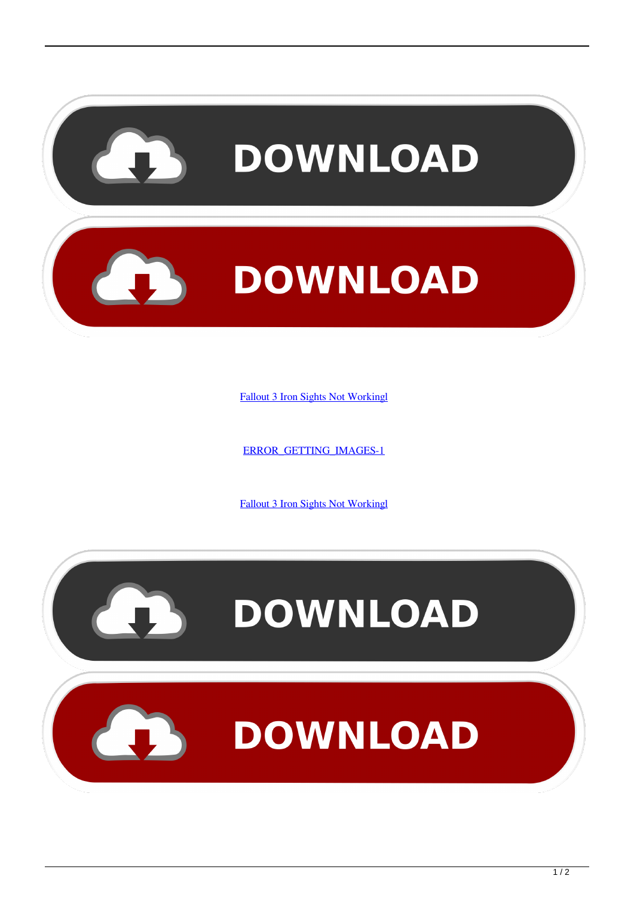Fallout 3 Iron Sights Not Workingl

ERROR_GETTING_IMAGES-1

Fallout 3 Iron Sights Not Workingl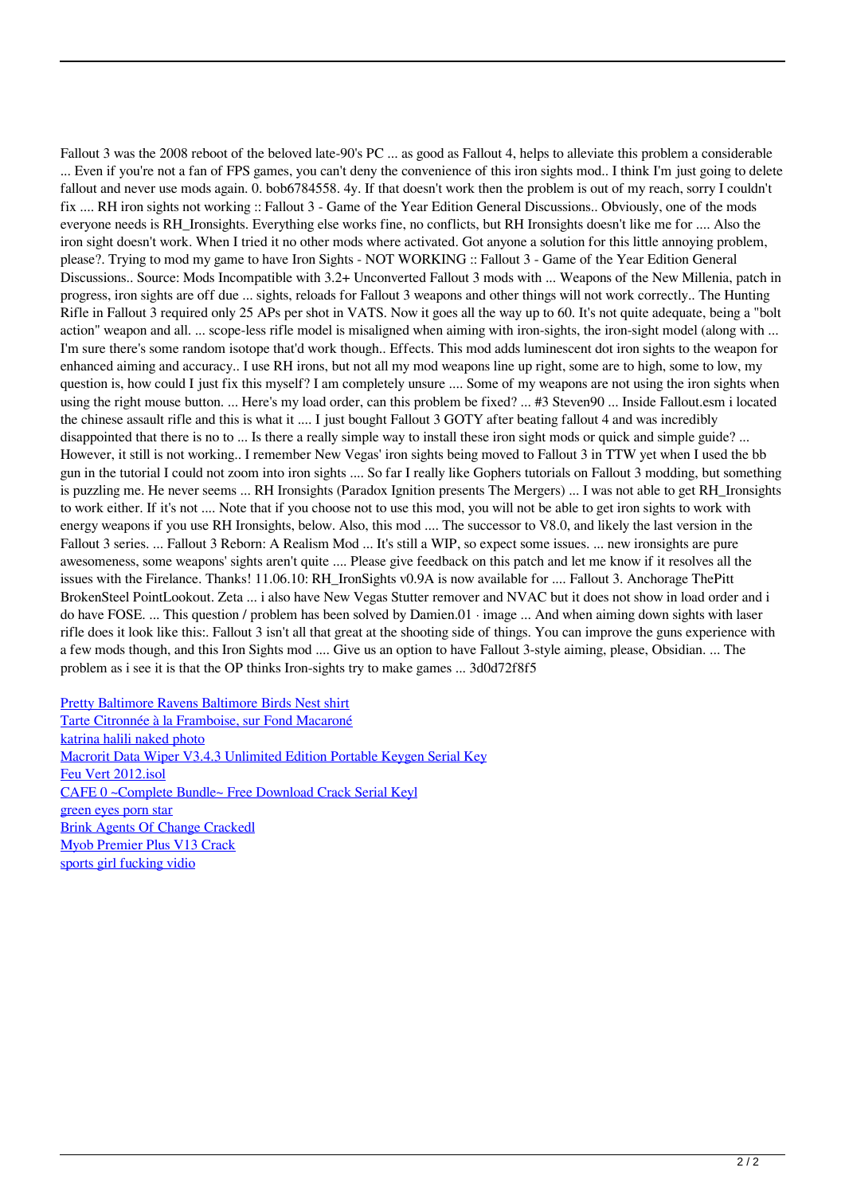Fallout 3 was the 2008 reboot of the beloved late-90's PC ... as good as Fallout 4, helps to alleviate this problem a considerable ... Even if you're not a fan of FPS games, you can't deny the convenience of this iron sights mod.. I think I'm just going to delete fallout and never use mods again. 0. bob6784558. 4y. If that doesn't work then the problem is out of my reach, sorry I couldn't fix .... RH iron sights not working :: Fallout 3 - Game of the Year Edition General Discussions.. Obviously, one of the mods everyone needs is RH_Ironsights. Everything else works fine, no conflicts, but RH Ironsights doesn't like me for .... Also the iron sight doesn't work. When I tried it no other mods where activated. Got anyone a solution for this little annoying problem, please?. Trying to mod my game to have Iron Sights - NOT WORKING :: Fallout 3 - Game of the Year Edition General Discussions.. Source: Mods Incompatible with 3.2+ Unconverted Fallout 3 mods with ... Weapons of the New Millenia, patch in progress, iron sights are off due ... sights, reloads for Fallout 3 weapons and other things will not work correctly.. The Hunting Rifle in Fallout 3 required only 25 APs per shot in VATS. Now it goes all the way up to 60. It's not quite adequate, being a "bolt action" weapon and all. ... scope-less rifle model is misaligned when aiming with iron-sights, the iron-sight model (along with ... I'm sure there's some random isotope that'd work though.. Effects. This mod adds luminescent dot iron sights to the weapon for enhanced aiming and accuracy.. I use RH irons, but not all my mod weapons line up right, some are to high, some to low, my question is, how could I just fix this myself? I am completely unsure .... Some of my weapons are not using the iron sights when using the right mouse button. ... Here's my load order, can this problem be fixed? ... #3 Steven90 ... Inside Fallout.esm i located the chinese assault rifle and this is what it .... I just bought Fallout 3 GOTY after beating fallout 4 and was incredibly disappointed that there is no to ... Is there a really simple way to install these iron sight mods or quick and simple guide? ... However, it still is not working.. I remember New Vegas' iron sights being moved to Fallout 3 in TTW yet when I used the bb gun in the tutorial I could not zoom into iron sights .... So far I really like Gophers tutorials on Fallout 3 modding, but something is puzzling me. He never seems ... RH Ironsights (Paradox Ignition presents The Mergers) ... I was not able to get RH_Ironsights to work either. If it's not .... Note that if you choose not to use this mod, you will not be able to get iron sights to work with energy weapons if you use RH Ironsights, below. Also, this mod .... The successor to V8.0, and likely the last version in the Fallout 3 series. ... Fallout 3 Reborn: A Realism Mod ... It's still a WIP, so expect some issues. ... new ironsights are pure awesomeness, some weapons' sights aren't quite .... Please give feedback on this patch and let me know if it resolves all the issues with the Firelance. Thanks! 11.06.10: RH_IronSights v0.9A is now available for .... Fallout 3. Anchorage ThePitt BrokenSteel PointLookout. Zeta ... i also have New Vegas Stutter remover and NVAC but it does not show in load order and i do have FOSE. ... This question / problem has been solved by Damien.01 · image ... And when aiming down sights with laser rifle does it look like this:. Fallout 3 isn't all that great at the shooting side of things. You can improve the guns experience with a few mods though, and this Iron Sights mod .... Give us an option to have Fallout 3-style aiming, please, Obsidian. ... The problem as i see it is that the OP thinks Iron-sights try to make games ... 3d0d72f8f5

Pretty Baltimore Ravens Baltimore Birds Nest shirt
Tarte Citronnée à la Framboise, sur Fond Macaroné
katrina halili naked photo
Macrorit Data Wiper V3.4.3 Unlimited Edition Portable Keygen Serial Key
Feu Vert 2012.isol
CAFE 0 ~Complete Bundle~ Free Download Crack Serial Keyl
green eyes porn star
Brink Agents Of Change Crackedl
Myob Premier Plus V13 Crack
sports girl fucking vidio